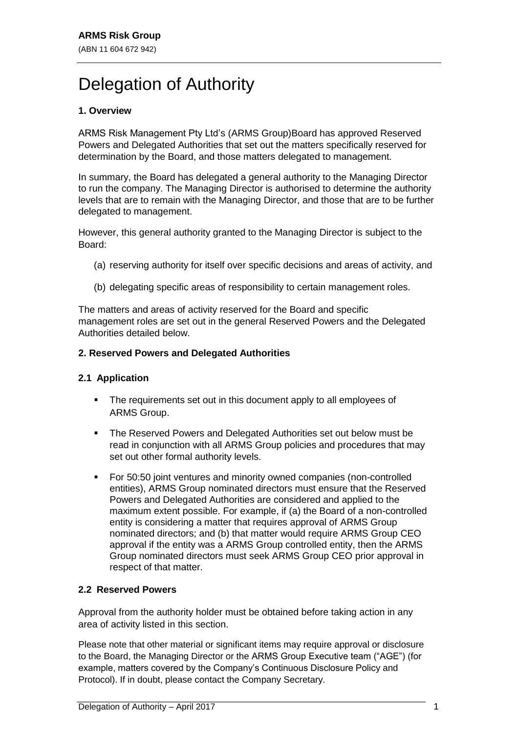**ARMS Risk Group**

(ABN 11 604 672 942)

# Delegation of Authority

### 1. Overview

ARMS Risk Management Pty Ltd's (ARMS Group)Board has approved Reserved Powers and Delegated Authorities that set out the matters specifically reserved for determination by the Board, and those matters delegated to management.

In summary, the Board has delegated a general authority to the Managing Director to run the company. The Managing Director is authorised to determine the authority levels that are to remain with the Managing Director, and those that are to be further delegated to management.

However, this general authority granted to the Managing Director is subject to the Board:

(a) reserving authority for itself over specific decisions and areas of activity, and

(b) delegating specific areas of responsibility to certain management roles.

The matters and areas of activity reserved for the Board and specific management roles are set out in the general Reserved Powers and the Delegated Authorities detailed below.

### 2. Reserved Powers and Delegated Authorities

#### 2.1 Application

- The requirements set out in this document apply to all employees of ARMS Group.
- The Reserved Powers and Delegated Authorities set out below must be read in conjunction with all ARMS Group policies and procedures that may set out other formal authority levels.
- For 50:50 joint ventures and minority owned companies (non-controlled entities), ARMS Group nominated directors must ensure that the Reserved Powers and Delegated Authorities are considered and applied to the maximum extent possible. For example, if (a) the Board of a non-controlled entity is considering a matter that requires approval of ARMS Group nominated directors; and (b) that matter would require ARMS Group CEO approval if the entity was a ARMS Group controlled entity, then the ARMS Group nominated directors must seek ARMS Group CEO prior approval in respect of that matter.

#### 2.2 Reserved Powers

Approval from the authority holder must be obtained before taking action in any area of activity listed in this section.

Please note that other material or significant items may require approval or disclosure to the Board, the Managing Director or the ARMS Group Executive team ("AGE") (for example, matters covered by the Company's Continuous Disclosure Policy and Protocol). If in doubt, please contact the Company Secretary.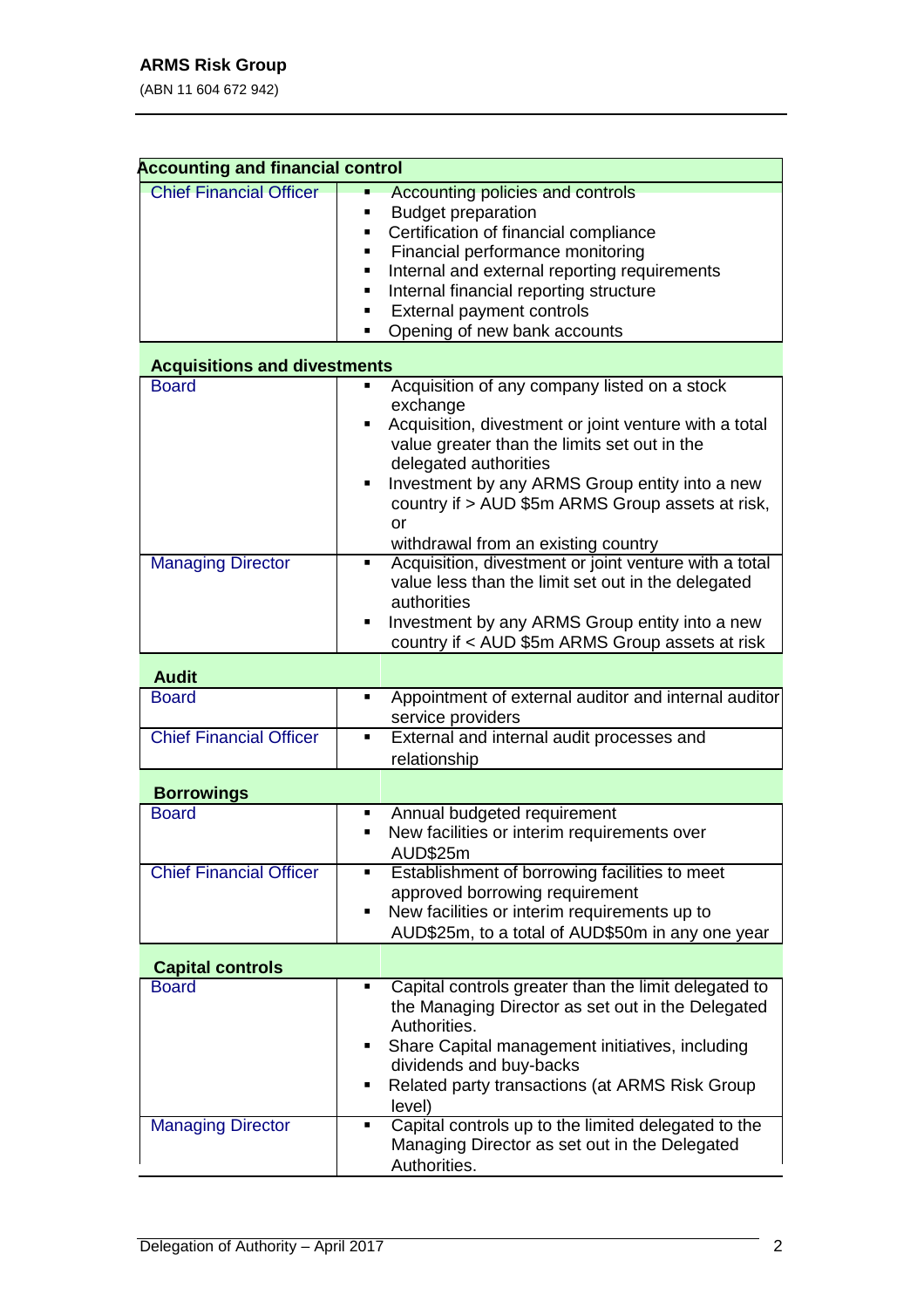| Accounting and financial control | |
|---|---|
| Chief Financial Officer | ▪ Accounting policies and controls<br>▪ Budget preparation<br>▪ Certification of financial compliance<br>▪ Financial performance monitoring<br>▪ Internal and external reporting requirements<br>▪ Internal financial reporting structure<br>▪ External payment controls<br>▪ Opening of new bank accounts |
| **Acquisitions and divestments** | |
| Board | ▪ Acquisition of any company listed on a stock exchange<br>▪ Acquisition, divestment or joint venture with a total value greater than the limits set out in the delegated authorities<br>▪ Investment by any ARMS Group entity into a new country if > AUD $5m ARMS Group assets at risk, or withdrawal from an existing country |
| Managing Director | ▪ Acquisition, divestment or joint venture with a total value less than the limit set out in the delegated authorities<br>▪ Investment by any ARMS Group entity into a new country if < AUD $5m ARMS Group assets at risk |
| **Audit** | |
| Board | ▪ Appointment of external auditor and internal auditor service providers |
| Chief Financial Officer | ▪ External and internal audit processes and relationship |
| **Borrowings** | |
| Board | ▪ Annual budgeted requirement<br>▪ New facilities or interim requirements over AUD$25m |
| Chief Financial Officer | ▪ Establishment of borrowing facilities to meet approved borrowing requirement<br>▪ New facilities or interim requirements up to AUD$25m, to a total of AUD$50m in any one year |
| **Capital controls** | |
| Board | ▪ Capital controls greater than the limit delegated to the Managing Director as set out in the Delegated Authorities.<br>▪ Share Capital management initiatives, including dividends and buy-backs<br>▪ Related party transactions (at ARMS Risk Group level) |
| Managing Director | ▪ Capital controls up to the limited delegated to the Managing Director as set out in the Delegated Authorities. |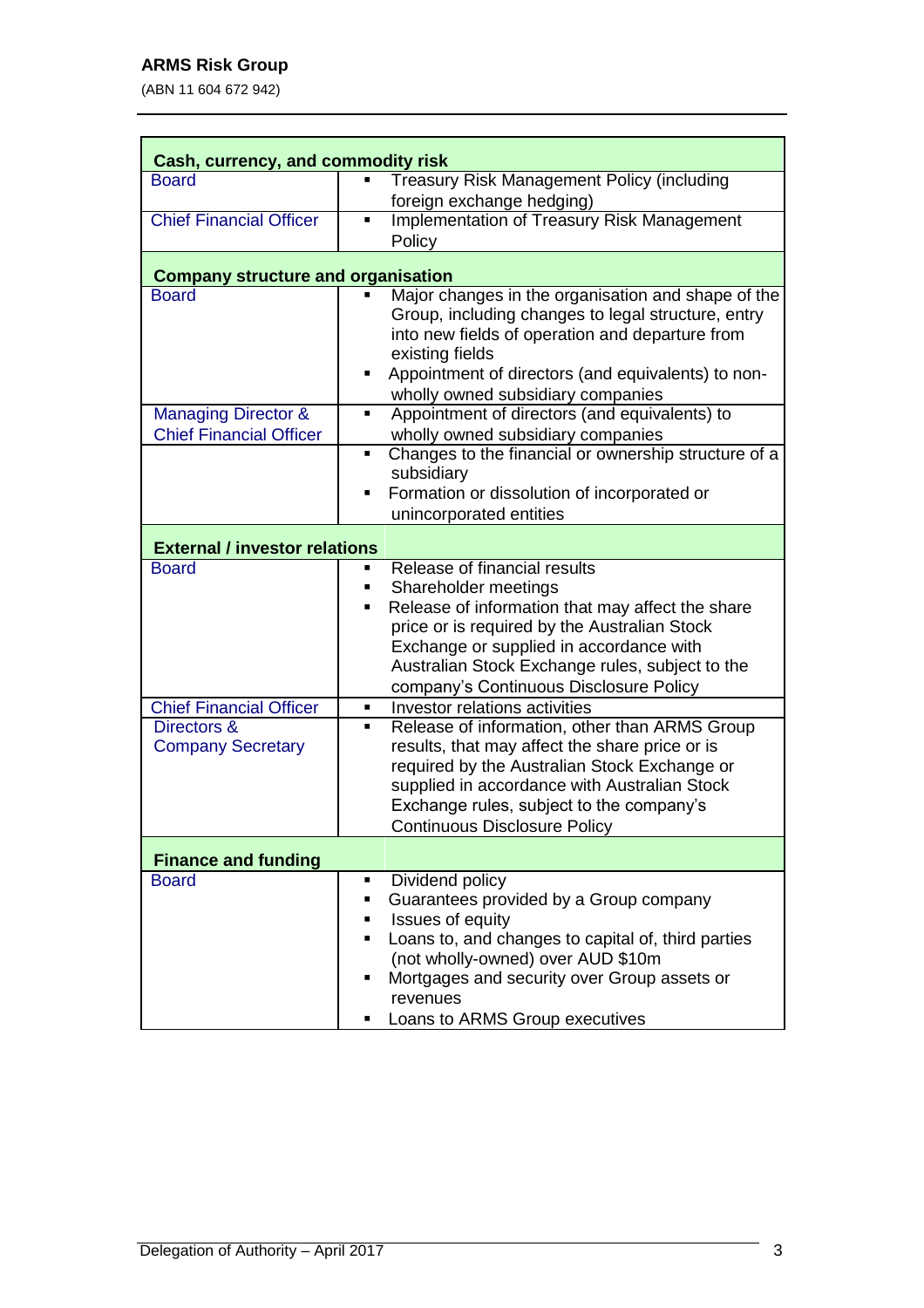| Cash, currency, and commodity risk | |
| --- | --- |
| Board | ▪ Treasury Risk Management Policy (including foreign exchange hedging) |
| Chief Financial Officer | ▪ Implementation of Treasury Risk Management Policy |
| **Company structure and organisation** | |
| Board | ▪ Major changes in the organisation and shape of the Group, including changes to legal structure, entry into new fields of operation and departure from existing fields<br>▪ Appointment of directors (and equivalents) to non-wholly owned subsidiary companies |
| Managing Director & Chief Financial Officer | ▪ Appointment of directors (and equivalents) to wholly owned subsidiary companies |
| | ▪ Changes to the financial or ownership structure of a subsidiary<br>▪ Formation or dissolution of incorporated or unincorporated entities |
| **External / investor relations** | |
| Board | ▪ Release of financial results<br>▪ Shareholder meetings<br>▪ Release of information that may affect the share price or is required by the Australian Stock Exchange or supplied in accordance with Australian Stock Exchange rules, subject to the company's Continuous Disclosure Policy |
| Chief Financial Officer | ▪ Investor relations activities |
| Directors & Company Secretary | ▪ Release of information, other than ARMS Group results, that may affect the share price or is required by the Australian Stock Exchange or supplied in accordance with Australian Stock Exchange rules, subject to the company's Continuous Disclosure Policy |
| **Finance and funding** | |
| Board | ▪ Dividend policy<br>▪ Guarantees provided by a Group company<br>▪ Issues of equity<br>▪ Loans to, and changes to capital of, third parties (not wholly-owned) over AUD $10m<br>▪ Mortgages and security over Group assets or revenues<br>▪ Loans to ARMS Group executives |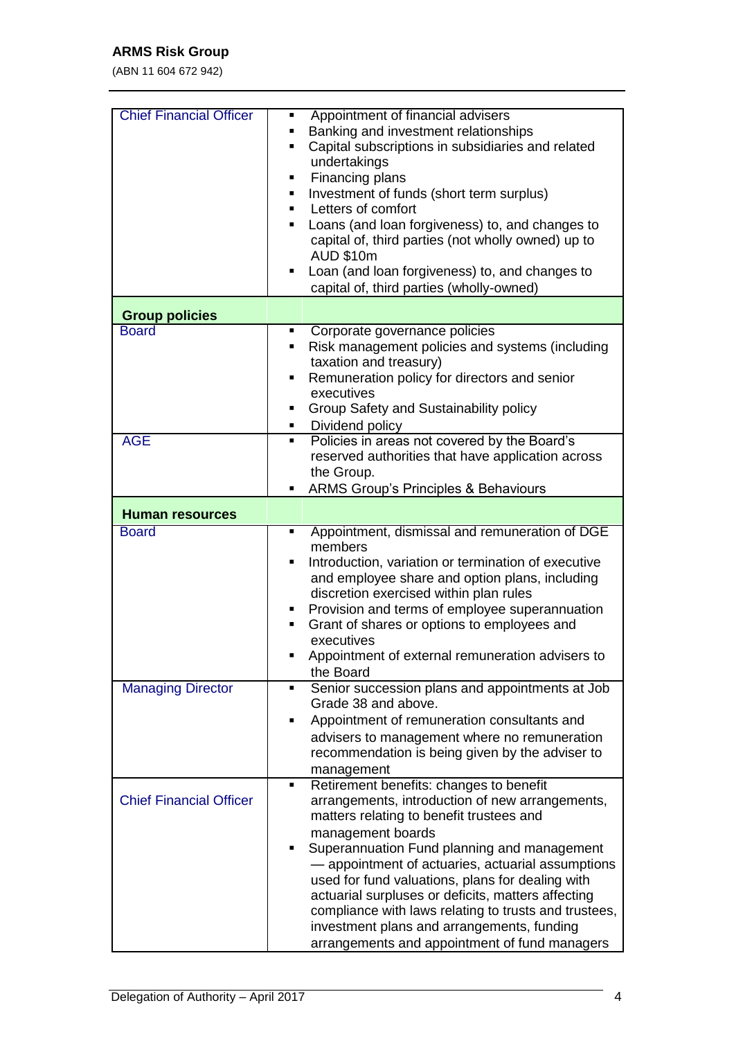| | |
|---|---|
| Chief Financial Officer | ▪ Appointment of financial advisers<br>▪ Banking and investment relationships<br>▪ Capital subscriptions in subsidiaries and related undertakings<br>▪ Financing plans<br>▪ Investment of funds (short term surplus)<br>▪ Letters of comfort<br>▪ Loans (and loan forgiveness) to, and changes to capital of, third parties (not wholly owned) up to AUD $10m<br>▪ Loan (and loan forgiveness) to, and changes to capital of, third parties (wholly-owned) |
| **Group policies** | |
| Board | ▪ Corporate governance policies<br>▪ Risk management policies and systems (including taxation and treasury)<br>▪ Remuneration policy for directors and senior executives<br>▪ Group Safety and Sustainability policy<br>▪ Dividend policy |
| AGE | ▪ Policies in areas not covered by the Board's reserved authorities that have application across the Group.<br>▪ ARMS Group's Principles & Behaviours |
| **Human resources** | |
| Board | ▪ Appointment, dismissal and remuneration of DGE members<br>▪ Introduction, variation or termination of executive and employee share and option plans, including discretion exercised within plan rules<br>▪ Provision and terms of employee superannuation<br>▪ Grant of shares or options to employees and executives<br>▪ Appointment of external remuneration advisers to the Board |
| Managing Director | ▪ Senior succession plans and appointments at Job Grade 38 and above.<br>▪ Appointment of remuneration consultants and advisers to management where no remuneration recommendation is being given by the adviser to management |
| Chief Financial Officer | ▪ Retirement benefits: changes to benefit arrangements, introduction of new arrangements, matters relating to benefit trustees and management boards<br>▪ Superannuation Fund planning and management — appointment of actuaries, actuarial assumptions used for fund valuations, plans for dealing with actuarial surpluses or deficits, matters affecting compliance with laws relating to trusts and trustees, investment plans and arrangements, funding arrangements and appointment of fund managers |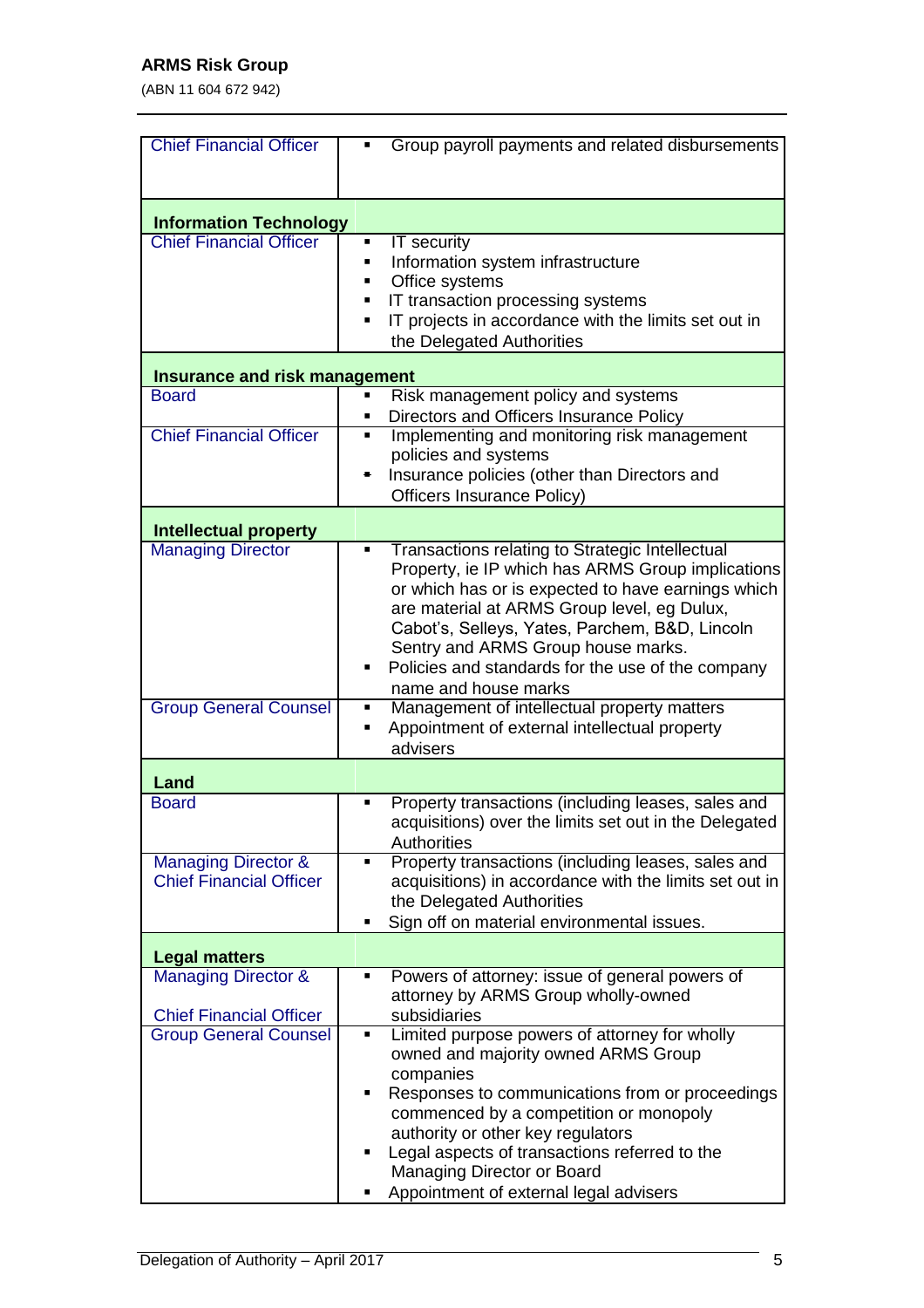| | |
|---|---|
| Chief Financial Officer | ▪ Group payroll payments and related disbursements |
| **Information Technology** | |
| Chief Financial Officer | ▪ IT security<br>▪ Information system infrastructure<br>▪ Office systems<br>▪ IT transaction processing systems<br>▪ IT projects in accordance with the limits set out in the Delegated Authorities |
| **Insurance and risk management** | |
| Board | ▪ Risk management policy and systems<br>▪ Directors and Officers Insurance Policy |
| Chief Financial Officer | ▪ Implementing and monitoring risk management policies and systems<br>▪ Insurance policies (other than Directors and Officers Insurance Policy) |
| **Intellectual property** | |
| Managing Director | ▪ Transactions relating to Strategic Intellectual Property, ie IP which has ARMS Group implications or which has or is expected to have earnings which are material at ARMS Group level, eg Dulux, Cabot's, Selleys, Yates, Parchem, B&D, Lincoln Sentry and ARMS Group house marks.<br>▪ Policies and standards for the use of the company name and house marks |
| Group General Counsel | ▪ Management of intellectual property matters<br>▪ Appointment of external intellectual property advisers |
| **Land** | |
| Board | ▪ Property transactions (including leases, sales and acquisitions) over the limits set out in the Delegated Authorities |
| Managing Director & Chief Financial Officer | ▪ Property transactions (including leases, sales and acquisitions) in accordance with the limits set out in the Delegated Authorities<br>▪ Sign off on material environmental issues. |
| **Legal matters** | |
| Managing Director & Chief Financial Officer | ▪ Powers of attorney: issue of general powers of attorney by ARMS Group wholly-owned subsidiaries |
| Group General Counsel | ▪ Limited purpose powers of attorney for wholly owned and majority owned ARMS Group companies<br>▪ Responses to communications from or proceedings commenced by a competition or monopoly authority or other key regulators<br>▪ Legal aspects of transactions referred to the Managing Director or Board<br>▪ Appointment of external legal advisers |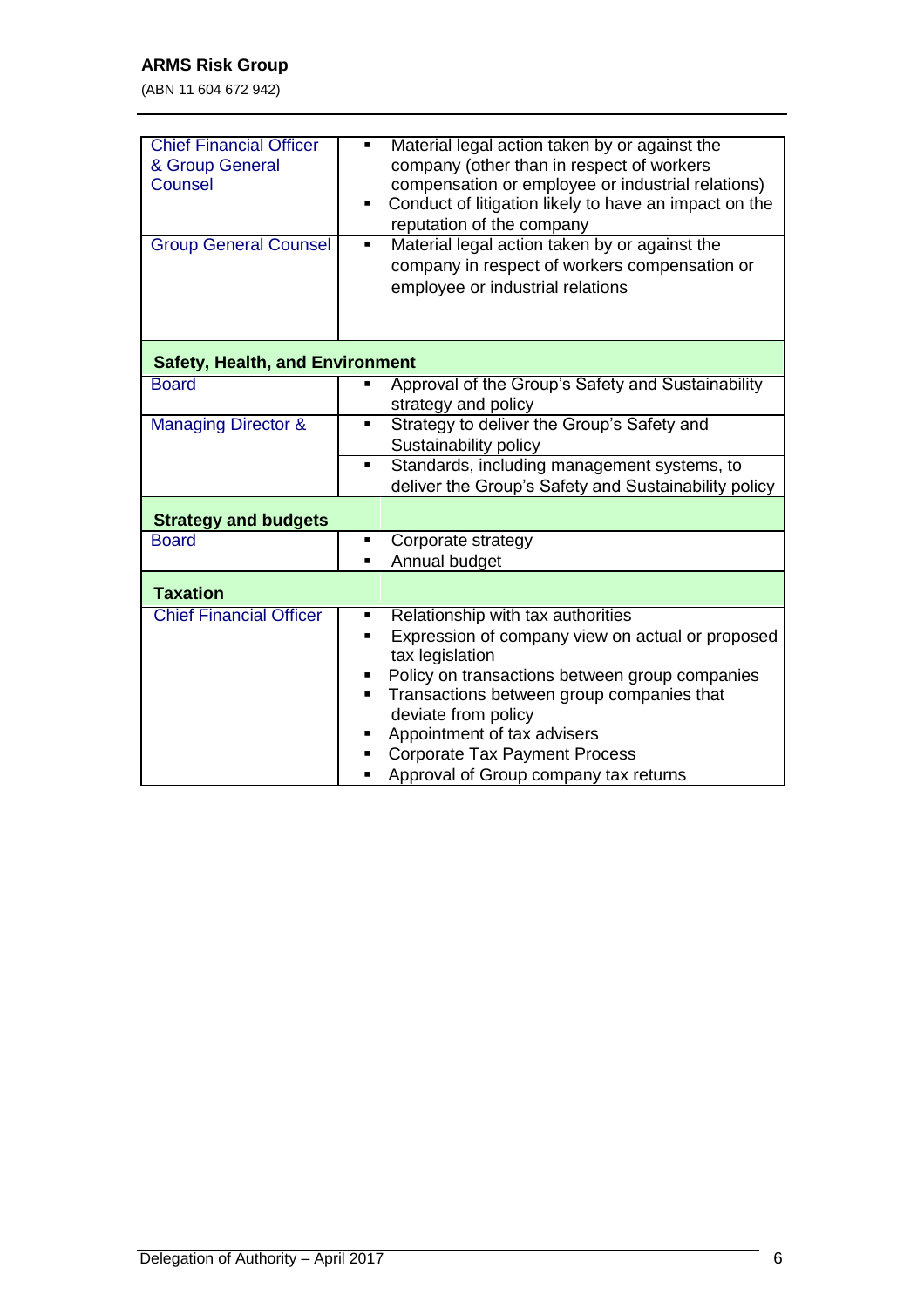| | |
|---|---|
| Chief Financial Officer & Group General Counsel | ▪ Material legal action taken by or against the company (other than in respect of workers compensation or employee or industrial relations)<br>▪ Conduct of litigation likely to have an impact on the reputation of the company |
| Group General Counsel | ▪ Material legal action taken by or against the company in respect of workers compensation or employee or industrial relations |
| **Safety, Health, and Environment** | |
| Board | ▪ Approval of the Group's Safety and Sustainability strategy and policy |
| Managing Director & | ▪ Strategy to deliver the Group's Safety and Sustainability policy |
| | ▪ Standards, including management systems, to deliver the Group's Safety and Sustainability policy |
| **Strategy and budgets** | |
| Board | ▪ Corporate strategy<br>▪ Annual budget |
| **Taxation** | |
| Chief Financial Officer | ▪ Relationship with tax authorities<br>▪ Expression of company view on actual or proposed tax legislation<br>▪ Policy on transactions between group companies<br>▪ Transactions between group companies that deviate from policy<br>▪ Appointment of tax advisers<br>▪ Corporate Tax Payment Process<br>▪ Approval of Group company tax returns |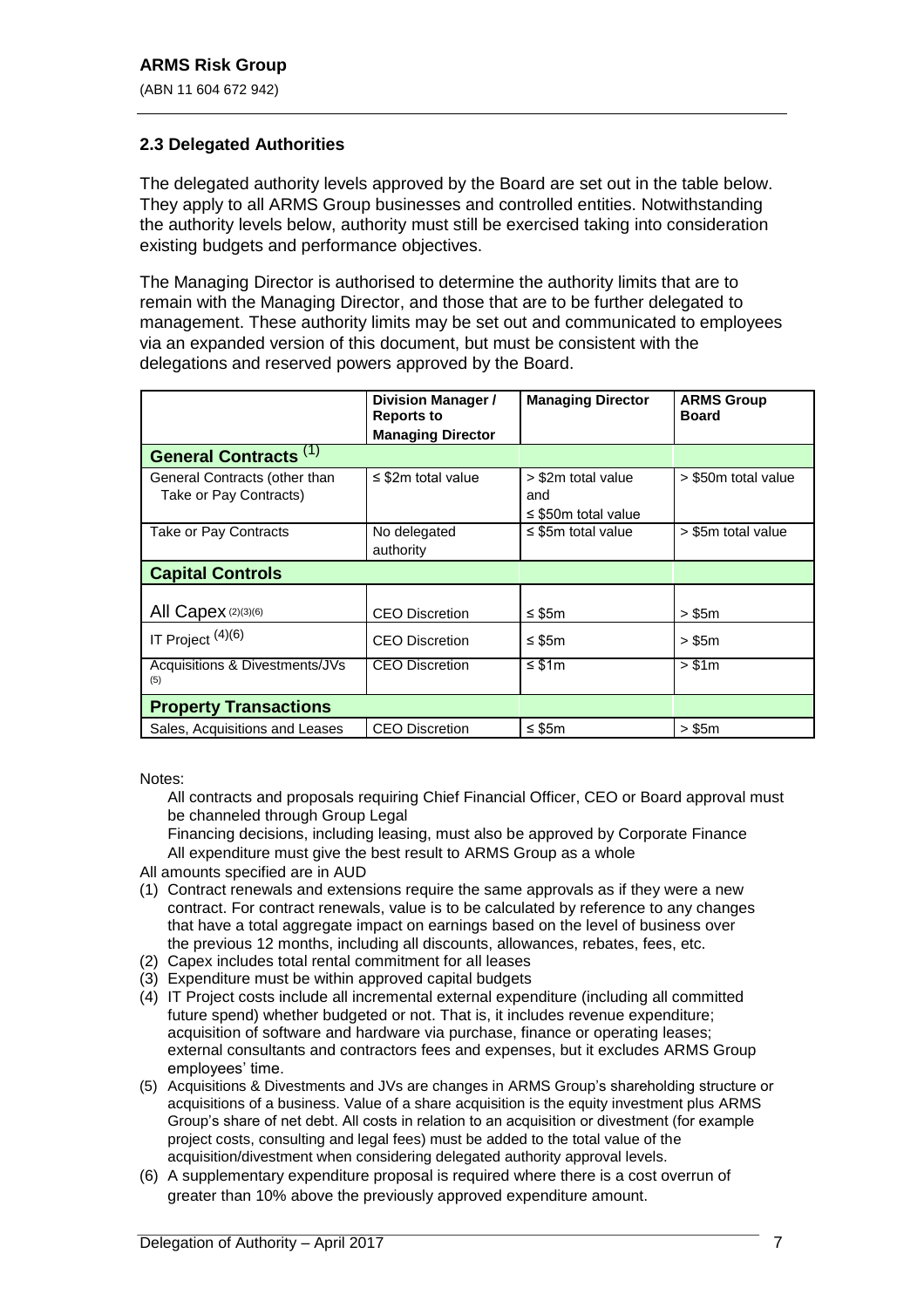**ARMS Risk Group**

(ABN 11 604 672 942)

### 2.3 Delegated Authorities

The delegated authority levels approved by the Board are set out in the table below. They apply to all ARMS Group businesses and controlled entities. Notwithstanding the authority levels below, authority must still be exercised taking into consideration existing budgets and performance objectives.

The Managing Director is authorised to determine the authority limits that are to remain with the Managing Director, and those that are to be further delegated to management. These authority limits may be set out and communicated to employees via an expanded version of this document, but must be consistent with the delegations and reserved powers approved by the Board.

| | Division Manager / Reports to Managing Director | Managing Director | ARMS Group Board |
|---|---|---|---|
| **General Contracts** [1] | | | |
| General Contracts (other than Take or Pay Contracts) | ≤ \$2m total value | > \$2m total value and ≤ \$50m total value | > \$50m total value |
| Take or Pay Contracts | No delegated authority | ≤ \$5m total value | > \$5m total value |
| **Capital Controls** | | | |
| All Capex [2][3][6] | CEO Discretion | ≤ \$5m | > \$5m |
| IT Project [4][6] | CEO Discretion | ≤ \$5m | > \$5m |
| Acquisitions & Divestments/JVs [5] | CEO Discretion | ≤ \$1m | > \$1m |
| **Property Transactions** | | | |
| Sales, Acquisitions and Leases | CEO Discretion | ≤ \$5m | > \$5m |

Notes:

All contracts and proposals requiring Chief Financial Officer, CEO or Board approval must be channeled through Group Legal

Financing decisions, including leasing, must also be approved by Corporate Finance

All expenditure must give the best result to ARMS Group as a whole

All amounts specified are in AUD

(1) Contract renewals and extensions require the same approvals as if they were a new contract. For contract renewals, value is to be calculated by reference to any changes that have a total aggregate impact on earnings based on the level of business over the previous 12 months, including all discounts, allowances, rebates, fees, etc.

(2) Capex includes total rental commitment for all leases

(3) Expenditure must be within approved capital budgets

(4) IT Project costs include all incremental external expenditure (including all committed future spend) whether budgeted or not. That is, it includes revenue expenditure; acquisition of software and hardware via purchase, finance or operating leases; external consultants and contractors fees and expenses, but it excludes ARMS Group employees' time.

(5) Acquisitions & Divestments and JVs are changes in ARMS Group's shareholding structure or acquisitions of a business. Value of a share acquisition is the equity investment plus ARMS Group's share of net debt. All costs in relation to an acquisition or divestment (for example project costs, consulting and legal fees) must be added to the total value of the acquisition/divestment when considering delegated authority approval levels.

(6) A supplementary expenditure proposal is required where there is a cost overrun of greater than 10% above the previously approved expenditure amount.